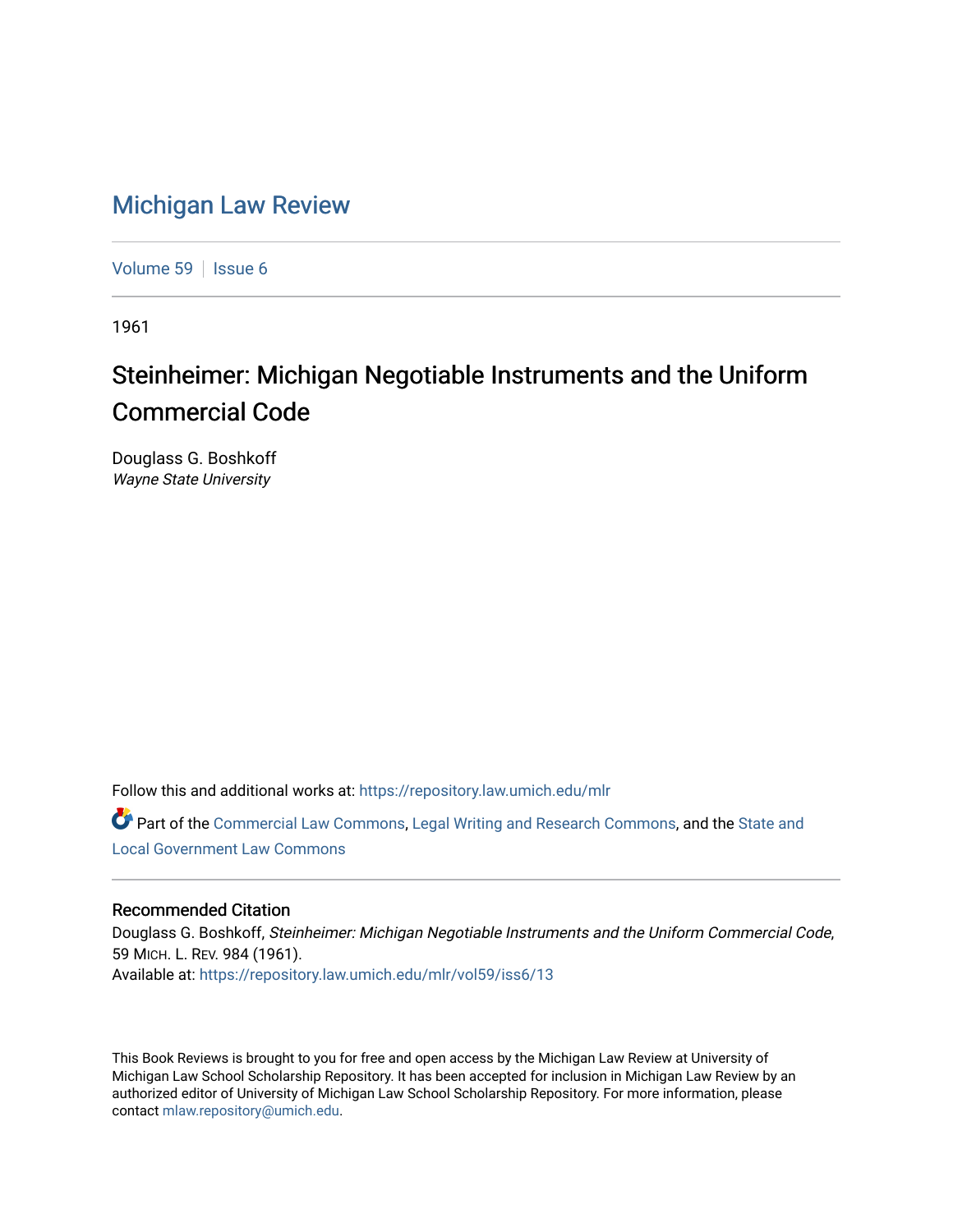# Michigan Law Review

Volume 59 | Issue 6

1961

## Steinheimer: Michigan Negotiable Instruments and the Uniform Commercial Code

Douglass G. Boshkoff
*Wayne State University*

Follow this and additional works at: https://repository.law.umich.edu/mlr

Part of the Commercial Law Commons, Legal Writing and Research Commons, and the State and Local Government Law Commons

### Recommended Citation

Douglass G. Boshkoff, *Steinheimer: Michigan Negotiable Instruments and the Uniform Commercial Code*, 59 MICH. L. REV. 984 (1961).
Available at: https://repository.law.umich.edu/mlr/vol59/iss6/13

This Book Reviews is brought to you for free and open access by the Michigan Law Review at University of Michigan Law School Scholarship Repository. It has been accepted for inclusion in Michigan Law Review by an authorized editor of University of Michigan Law School Scholarship Repository. For more information, please contact mlaw.repository@umich.edu.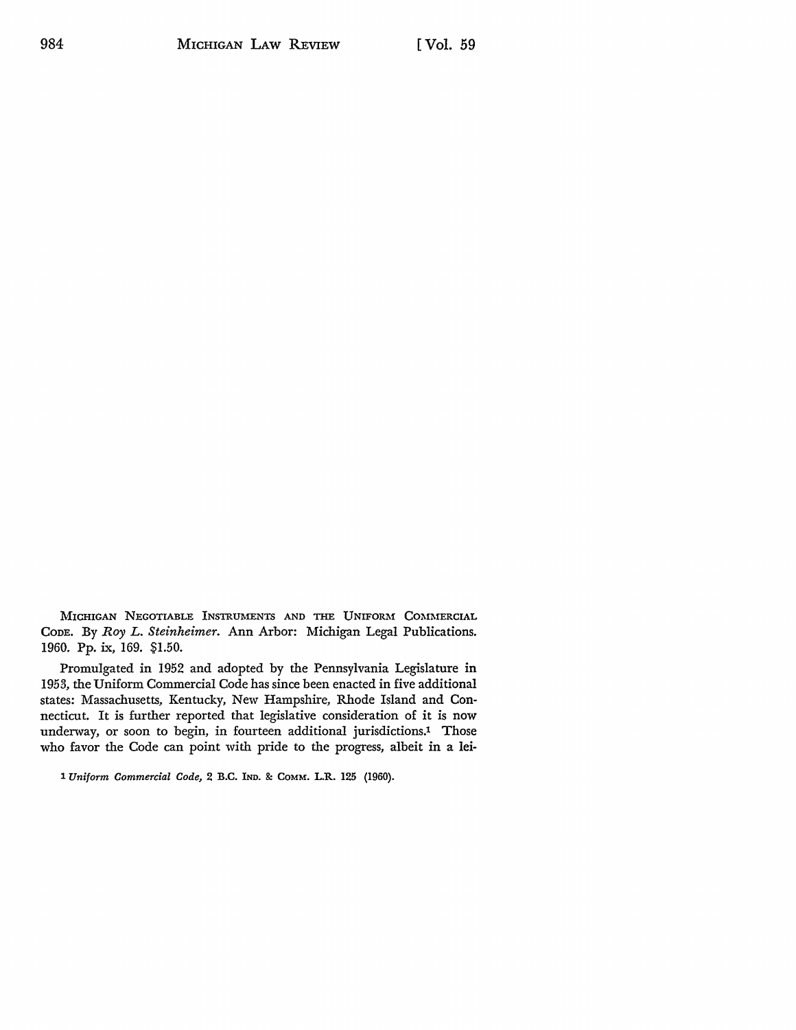MICHIGAN NEGOTIABLE INSTRUMENTS AND THE UNIFORM COMMERCIAL CODE. By *Roy L. Steinheimer*. Ann Arbor: Michigan Legal Publications. 1960. Pp. ix, 169. $1.50.

Promulgated in 1952 and adopted by the Pennsylvania Legislature in 1953, the Uniform Commercial Code has since been enacted in five additional states: Massachusetts, Kentucky, New Hampshire, Rhode Island and Connecticut. It is further reported that legislative consideration of it is now underway, or soon to begin, in fourteen additional jurisdictions.[1] Those who favor the Code can point with pride to the progress, albeit in a lei-

[1] *Uniform Commercial Code*, 2 B.C. IND. & COMM. L.R. 125 (1960).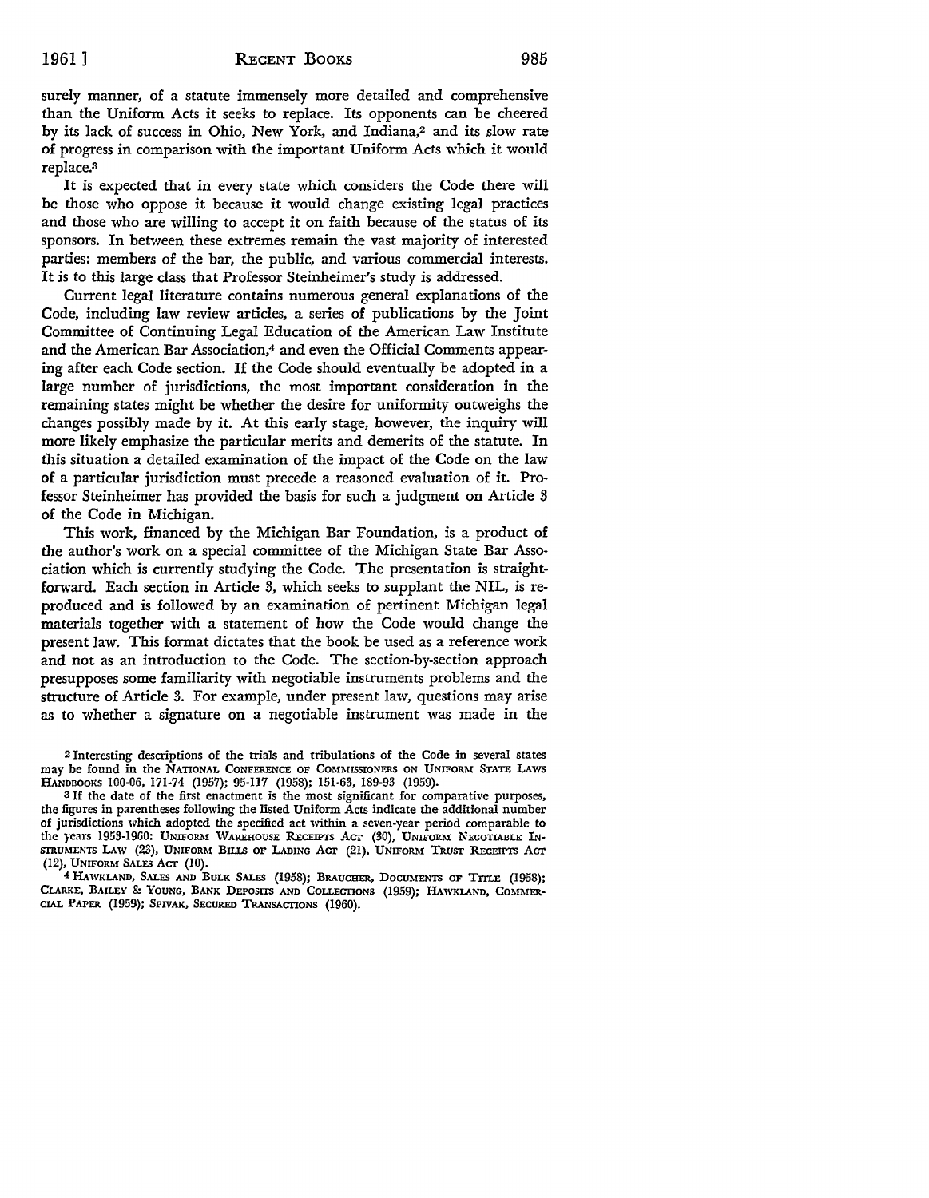surely manner, of a statute immensely more detailed and comprehensive than the Uniform Acts it seeks to replace. Its opponents can be cheered by its lack of success in Ohio, New York, and Indiana,[2] and its slow rate of progress in comparison with the important Uniform Acts which it would replace.[3]

It is expected that in every state which considers the Code there will be those who oppose it because it would change existing legal practices and those who are willing to accept it on faith because of the status of its sponsors. In between these extremes remain the vast majority of interested parties: members of the bar, the public, and various commercial interests. It is to this large class that Professor Steinheimer's study is addressed.

Current legal literature contains numerous general explanations of the Code, including law review articles, a series of publications by the Joint Committee of Continuing Legal Education of the American Law Institute and the American Bar Association,[4] and even the Official Comments appearing after each Code section. If the Code should eventually be adopted in a large number of jurisdictions, the most important consideration in the remaining states might be whether the desire for uniformity outweighs the changes possibly made by it. At this early stage, however, the inquiry will more likely emphasize the particular merits and demerits of the statute. In this situation a detailed examination of the impact of the Code on the law of a particular jurisdiction must precede a reasoned evaluation of it. Professor Steinheimer has provided the basis for such a judgment on Article 3 of the Code in Michigan.

This work, financed by the Michigan Bar Foundation, is a product of the author's work on a special committee of the Michigan State Bar Association which is currently studying the Code. The presentation is straightforward. Each section in Article 3, which seeks to supplant the NIL, is reproduced and is followed by an examination of pertinent Michigan legal materials together with a statement of how the Code would change the present law. This format dictates that the book be used as a reference work and not as an introduction to the Code. The section-by-section approach presupposes some familiarity with negotiable instruments problems and the structure of Article 3. For example, under present law, questions may arise as to whether a signature on a negotiable instrument was made in the

[2] Interesting descriptions of the trials and tribulations of the Code in several states may be found in the NATIONAL CONFERENCE OF COMMISSIONERS ON UNIFORM STATE LAWS HANDBOOKS 100-06, 171-74 (1957); 95-117 (1958); 151-63, 189-93 (1959).

[3] If the date of the first enactment is the most significant for comparative purposes, the figures in parentheses following the listed Uniform Acts indicate the additional number of jurisdictions which adopted the specified act within a seven-year period comparable to the years 1953-1960: UNIFORM WAREHOUSE RECEIPTS ACT (30), UNIFORM NEGOTIABLE INSTRUMENTS LAW (23), UNIFORM BILLS OF LADING ACT (21), UNIFORM TRUST RECEIPTS ACT (12), UNIFORM SALES ACT (10).

[4] HAWKLAND, SALES AND BULK SALES (1958); BRAUCHER, DOCUMENTS OF TITLE (1958); CLARKE, BAILEY & YOUNG, BANK DEPOSITS AND COLLECTIONS (1959); HAWKLAND, COMMERCIAL PAPER (1959); SPIVAK, SECURED TRANSACTIONS (1960).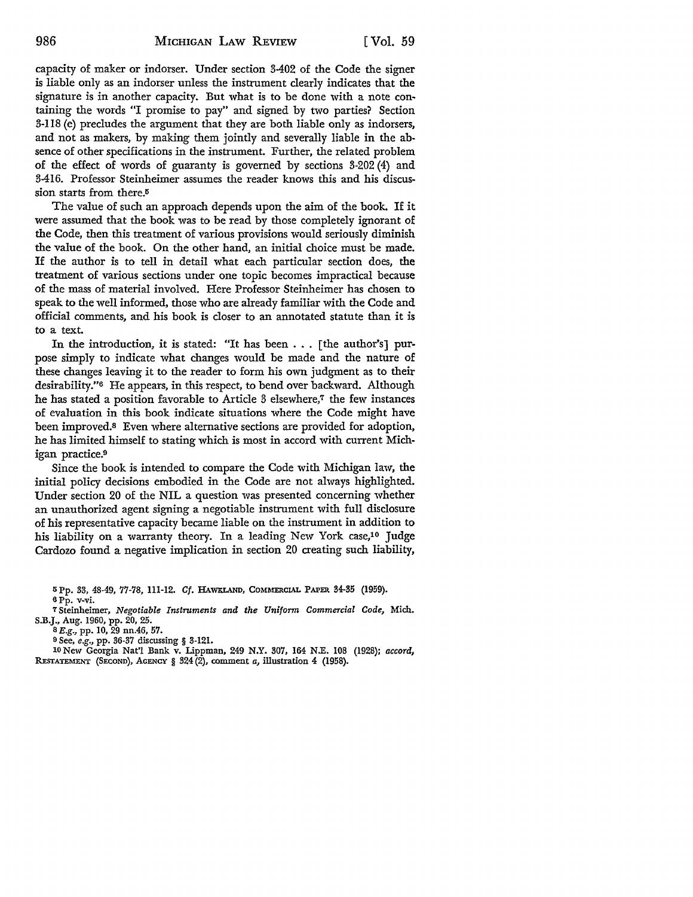capacity of maker or indorser. Under section 3-402 of the Code the signer is liable only as an indorser unless the instrument clearly indicates that the signature is in another capacity. But what is to be done with a note containing the words "I promise to pay" and signed by two parties? Section 3-118 (e) precludes the argument that they are both liable only as indorsers, and not as makers, by making them jointly and severally liable in the absence of other specifications in the instrument. Further, the related problem of the effect of words of guaranty is governed by sections 3-202 (4) and 3-416. Professor Steinheimer assumes the reader knows this and his discussion starts from there.[5]

The value of such an approach depends upon the aim of the book. If it were assumed that the book was to be read by those completely ignorant of the Code, then this treatment of various provisions would seriously diminish the value of the book. On the other hand, an initial choice must be made. If the author is to tell in detail what each particular section does, the treatment of various sections under one topic becomes impractical because of the mass of material involved. Here Professor Steinheimer has chosen to speak to the well informed, those who are already familiar with the Code and official comments, and his book is closer to an annotated statute than it is to a text.

In the introduction, it is stated: "It has been . . . [the author's] purpose simply to indicate what changes would be made and the nature of these changes leaving it to the reader to form his own judgment as to their desirability."[6] He appears, in this respect, to bend over backward. Although he has stated a position favorable to Article 3 elsewhere,[7] the few instances of evaluation in this book indicate situations where the Code might have been improved.[8] Even where alternative sections are provided for adoption, he has limited himself to stating which is most in accord with current Michigan practice.[9]

Since the book is intended to compare the Code with Michigan law, the initial policy decisions embodied in the Code are not always highlighted. Under section 20 of the NIL a question was presented concerning whether an unauthorized agent signing a negotiable instrument with full disclosure of his representative capacity became liable on the instrument in addition to his liability on a warranty theory. In a leading New York case,[10] Judge Cardozo found a negative implication in section 20 creating such liability,

---

[5] Pp. 33, 48-49, 77-78, 111-12. *Cf.* HAWKLAND, COMMERCIAL PAPER 34-35 (1959).

[6] Pp. v-vi.

[7] Steinheimer, *Negotiable Instruments and the Uniform Commercial Code,* Mich. S.B.J., Aug. 1960, pp. 20, 25.

[8] *E.g.,* pp. 10, 29 nn.46, 57.

[9] See, *e.g.,* pp. 36-37 discussing § 3-121.

[10] New Georgia Nat'l Bank v. Lippman, 249 N.Y. 307, 164 N.E. 108 (1928); *accord,* RESTATEMENT (SECOND), AGENCY § 324 (2), comment *a,* illustration 4 (1958).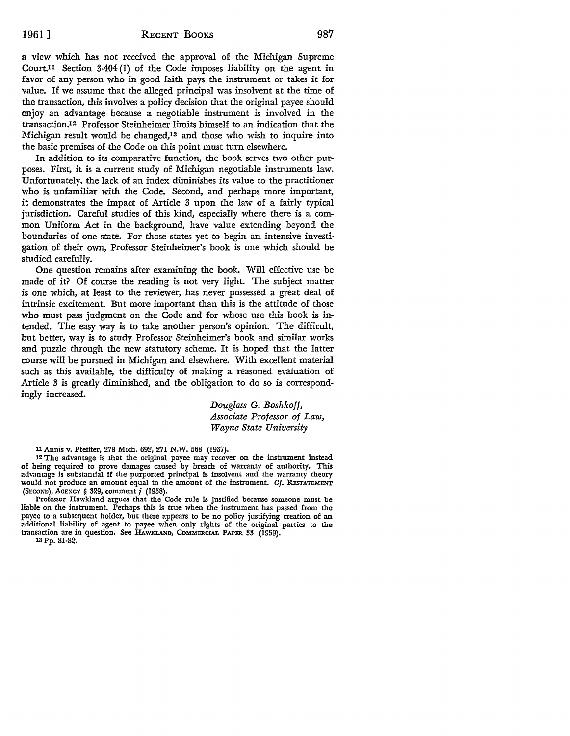a view which has not received the approval of the Michigan Supreme Court.[11] Section 3-404 (1) of the Code imposes liability on the agent in favor of any person who in good faith pays the instrument or takes it for value. If we assume that the alleged principal was insolvent at the time of the transaction, this involves a policy decision that the original payee should enjoy an advantage because a negotiable instrument is involved in the transaction.[12] Professor Steinheimer limits himself to an indication that the Michigan result would be changed,[13] and those who wish to inquire into the basic premises of the Code on this point must turn elsewhere.

In addition to its comparative function, the book serves two other purposes. First, it is a current study of Michigan negotiable instruments law. Unfortunately, the lack of an index diminishes its value to the practitioner who is unfamiliar with the Code. Second, and perhaps more important, it demonstrates the impact of Article 3 upon the law of a fairly typical jurisdiction. Careful studies of this kind, especially where there is a common Uniform Act in the background, have value extending beyond the boundaries of one state. For those states yet to begin an intensive investigation of their own, Professor Steinheimer's book is one which should be studied carefully.

One question remains after examining the book. Will effective use be made of it? Of course the reading is not very light. The subject matter is one which, at least to the reviewer, has never possessed a great deal of intrinsic excitement. But more important than this is the attitude of those who must pass judgment on the Code and for whose use this book is intended. The easy way is to take another person's opinion. The difficult, but better, way is to study Professor Steinheimer's book and similar works and puzzle through the new statutory scheme. It is hoped that the latter course will be pursued in Michigan and elsewhere. With excellent material such as this available, the difficulty of making a reasoned evaluation of Article 3 is greatly diminished, and the obligation to do so is correspondingly increased.

*Douglass G. Boshkoff,*
*Associate Professor of Law,*
*Wayne State University*

---

[11] Annis v. Pfeiffer, 278 Mich. 692, 271 N.W. 568 (1937).

[12] The advantage is that the original payee may recover on the instrument instead of being required to prove damages caused by breach of warranty of authority. This advantage is substantial if the purported principal is insolvent and the warranty theory would not produce an amount equal to the amount of the instrument. *Cf.* RESTATEMENT (SECOND), AGENCY § 329, comment *j* (1958).

Professor Hawkland argues that the Code rule is justified because someone must be liable on the instrument. Perhaps this is true when the instrument has passed from the payee to a subsequent holder, but there appears to be no policy justifying creation of an additional liability of agent to payee when only rights of the original parties to the transaction are in question. See HAWKLAND, COMMERCIAL PAPER 33 (1959).

[13] Pp. 81-82.